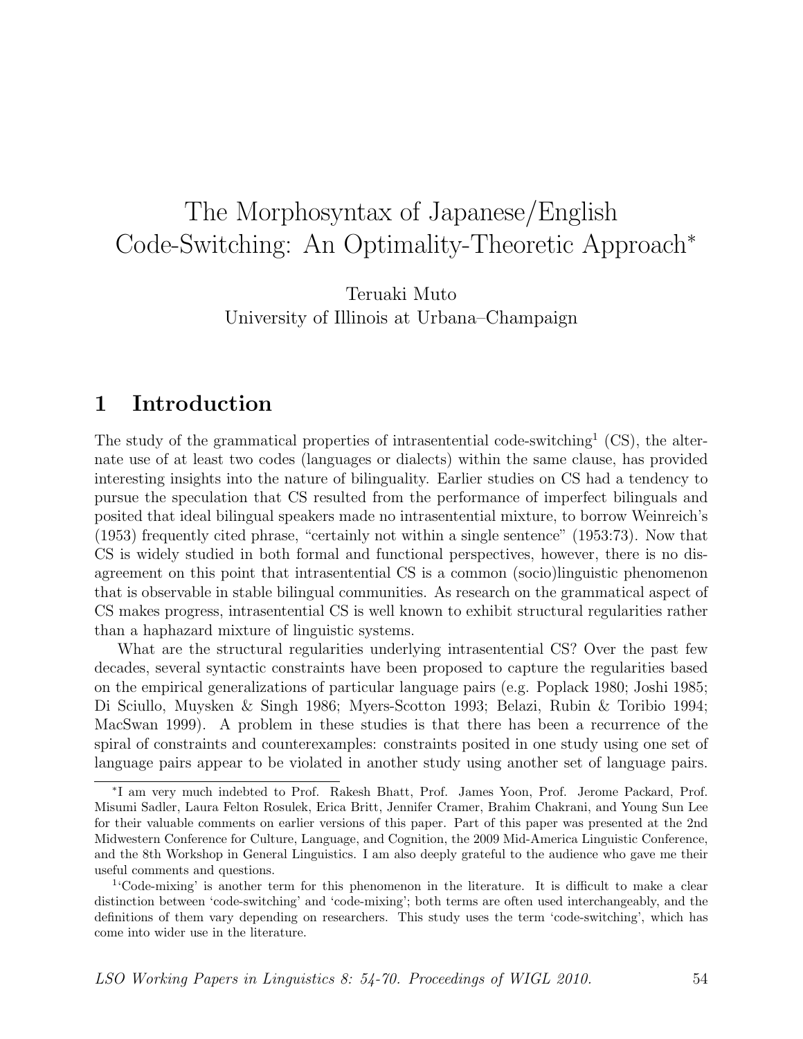# The Morphosyntax of Japanese/English Code-Switching: An Optimality-Theoretic Approach*

Teruaki Muto
University of Illinois at Urbana–Champaign

## 1 Introduction

The study of the grammatical properties of intrasentential code-switching[1] (CS), the alternate use of at least two codes (languages or dialects) within the same clause, has provided interesting insights into the nature of bilinguality. Earlier studies on CS had a tendency to pursue the speculation that CS resulted from the performance of imperfect bilinguals and posited that ideal bilingual speakers made no intrasentential mixture, to borrow Weinreich's (1953) frequently cited phrase, "certainly not within a single sentence" (1953:73). Now that CS is widely studied in both formal and functional perspectives, however, there is no disagreement on this point that intrasentential CS is a common (socio)linguistic phenomenon that is observable in stable bilingual communities. As research on the grammatical aspect of CS makes progress, intrasentential CS is well known to exhibit structural regularities rather than a haphazard mixture of linguistic systems.

What are the structural regularities underlying intrasentential CS? Over the past few decades, several syntactic constraints have been proposed to capture the regularities based on the empirical generalizations of particular language pairs (e.g. Poplack 1980; Joshi 1985; Di Sciullo, Muysken & Singh 1986; Myers-Scotton 1993; Belazi, Rubin & Toribio 1994; MacSwan 1999). A problem in these studies is that there has been a recurrence of the spiral of constraints and counterexamples: constraints posited in one study using one set of language pairs appear to be violated in another study using another set of language pairs.

---

*I am very much indebted to Prof. Rakesh Bhatt, Prof. James Yoon, Prof. Jerome Packard, Prof. Misumi Sadler, Laura Felton Rosulek, Erica Britt, Jennifer Cramer, Brahim Chakrani, and Young Sun Lee for their valuable comments on earlier versions of this paper. Part of this paper was presented at the 2nd Midwestern Conference for Culture, Language, and Cognition, the 2009 Mid-America Linguistic Conference, and the 8th Workshop in General Linguistics. I am also deeply grateful to the audience who gave me their useful comments and questions.

[1] 'Code-mixing' is another term for this phenomenon in the literature. It is difficult to make a clear distinction between 'code-switching' and 'code-mixing'; both terms are often used interchangeably, and the definitions of them vary depending on researchers. This study uses the term 'code-switching', which has come into wider use in the literature.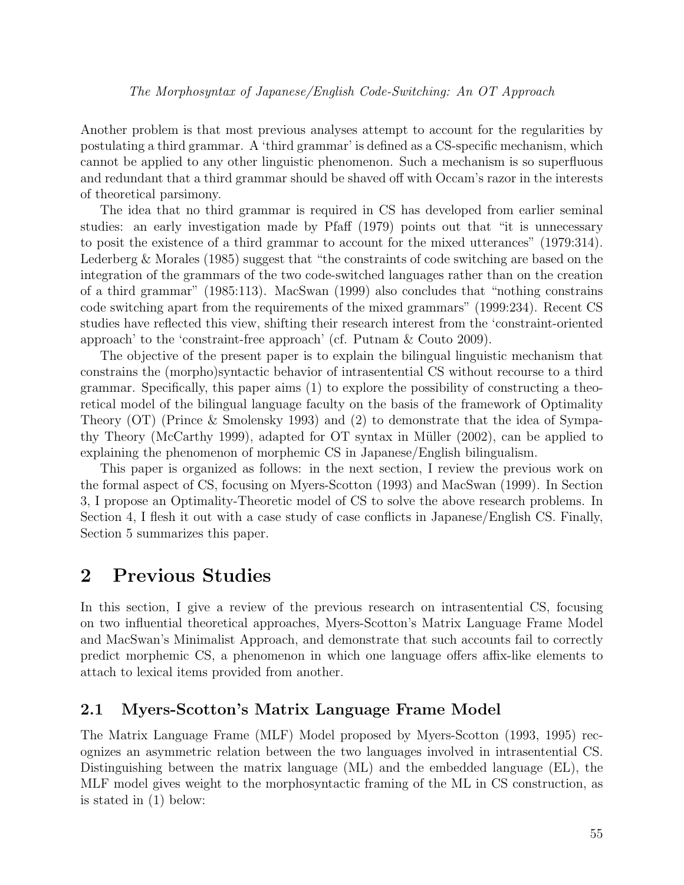Another problem is that most previous analyses attempt to account for the regularities by postulating a third grammar. A 'third grammar' is defined as a CS-specific mechanism, which cannot be applied to any other linguistic phenomenon. Such a mechanism is so superfluous and redundant that a third grammar should be shaved off with Occam's razor in the interests of theoretical parsimony.

The idea that no third grammar is required in CS has developed from earlier seminal studies: an early investigation made by Pfaff (1979) points out that "it is unnecessary to posit the existence of a third grammar to account for the mixed utterances" (1979:314). Lederberg & Morales (1985) suggest that "the constraints of code switching are based on the integration of the grammars of the two code-switched languages rather than on the creation of a third grammar" (1985:113). MacSwan (1999) also concludes that "nothing constrains code switching apart from the requirements of the mixed grammars" (1999:234). Recent CS studies have reflected this view, shifting their research interest from the 'constraint-oriented approach' to the 'constraint-free approach' (cf. Putnam & Couto 2009).

The objective of the present paper is to explain the bilingual linguistic mechanism that constrains the (morpho)syntactic behavior of intrasentential CS without recourse to a third grammar. Specifically, this paper aims (1) to explore the possibility of constructing a theoretical model of the bilingual language faculty on the basis of the framework of Optimality Theory (OT) (Prince & Smolensky 1993) and (2) to demonstrate that the idea of Sympathy Theory (McCarthy 1999), adapted for OT syntax in Müller (2002), can be applied to explaining the phenomenon of morphemic CS in Japanese/English bilingualism.

This paper is organized as follows: in the next section, I review the previous work on the formal aspect of CS, focusing on Myers-Scotton (1993) and MacSwan (1999). In Section 3, I propose an Optimality-Theoretic model of CS to solve the above research problems. In Section 4, I flesh it out with a case study of case conflicts in Japanese/English CS. Finally, Section 5 summarizes this paper.

# 2 Previous Studies

In this section, I give a review of the previous research on intrasentential CS, focusing on two influential theoretical approaches, Myers-Scotton's Matrix Language Frame Model and MacSwan's Minimalist Approach, and demonstrate that such accounts fail to correctly predict morphemic CS, a phenomenon in which one language offers affix-like elements to attach to lexical items provided from another.

## 2.1 Myers-Scotton's Matrix Language Frame Model

The Matrix Language Frame (MLF) Model proposed by Myers-Scotton (1993, 1995) recognizes an asymmetric relation between the two languages involved in intrasentential CS. Distinguishing between the matrix language (ML) and the embedded language (EL), the MLF model gives weight to the morphosyntactic framing of the ML in CS construction, as is stated in (1) below: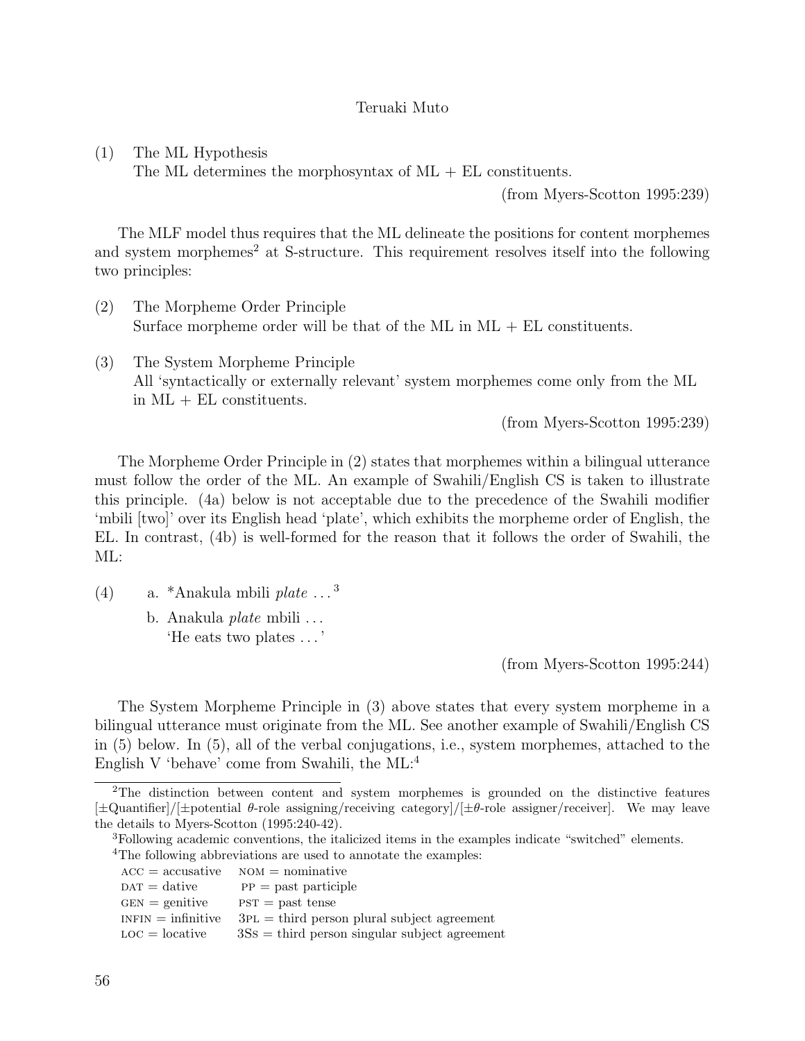(1) The ML Hypothesis
The ML determines the morphosyntax of ML + EL constituents.

(from Myers-Scotton 1995:239)

The MLF model thus requires that the ML delineate the positions for content morphemes and system morphemes[2] at S-structure. This requirement resolves itself into the following two principles:

(2) The Morpheme Order Principle
Surface morpheme order will be that of the ML in ML + EL constituents.

(3) The System Morpheme Principle
All 'syntactically or externally relevant' system morphemes come only from the ML in ML + EL constituents.

(from Myers-Scotton 1995:239)

The Morpheme Order Principle in (2) states that morphemes within a bilingual utterance must follow the order of the ML. An example of Swahili/English CS is taken to illustrate this principle. (4a) below is not acceptable due to the precedence of the Swahili modifier 'mbili [two]' over its English head 'plate', which exhibits the morpheme order of English, the EL. In contrast, (4b) is well-formed for the reason that it follows the order of Swahili, the ML:

(4) a. *Anakula mbili *plate* ...[3]
b. Anakula *plate* mbili ...
'He eats two plates ...'

(from Myers-Scotton 1995:244)

The System Morpheme Principle in (3) above states that every system morpheme in a bilingual utterance must originate from the ML. See another example of Swahili/English CS in (5) below. In (5), all of the verbal conjugations, i.e., system morphemes, attached to the English V 'behave' come from Swahili, the ML:[4]

---

[2]The distinction between content and system morphemes is grounded on the distinctive features [±Quantifier]/[±potential θ-role assigning/receiving category]/[±θ-role assigner/receiver]. We may leave the details to Myers-Scotton (1995:240-42).

[3]Following academic conventions, the italicized items in the examples indicate "switched" elements.

[4]The following abbreviations are used to annotate the examples:

| | |
|---|---|
| ACC = accusative | NOM = nominative |
| DAT = dative | PP = past participle |
| GEN = genitive | PST = past tense |
| INFIN = infinitive | 3PL = third person plural subject agreement |
| LOC = locative | 3Ss = third person singular subject agreement |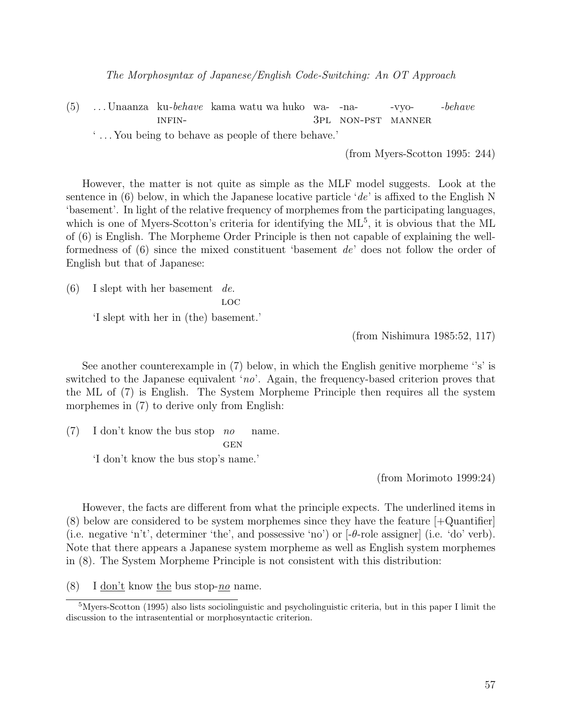(5) . . . Unaanza ku-*behave* kama watu wa huko wa- -na- -vyo- -*behave*
    INFIN- 3PL NON-PST MANNER

‘ . . . You being to behave as people of there behave.’

(from Myers-Scotton 1995: 244)

However, the matter is not quite as simple as the MLF model suggests. Look at the sentence in (6) below, in which the Japanese locative particle ‘*de*’ is affixed to the English N ‘basement’. In light of the relative frequency of morphemes from the participating languages, which is one of Myers-Scotton’s criteria for identifying the ML[5], it is obvious that the ML of (6) is English. The Morpheme Order Principle is then not capable of explaining the well-formedness of (6) since the mixed constituent ‘basement *de*’ does not follow the order of English but that of Japanese:

(6) I slept with her basement *de*.
    LOC

‘I slept with her in (the) basement.’

(from Nishimura 1985:52, 117)

See another counterexample in (7) below, in which the English genitive morpheme ‘’s’ is switched to the Japanese equivalent ‘*no*’. Again, the frequency-based criterion proves that the ML of (7) is English. The System Morpheme Principle then requires all the system morphemes in (7) to derive only from English:

(7) I don’t know the bus stop *no* name.
    GEN

‘I don’t know the bus stop’s name.’

(from Morimoto 1999:24)

However, the facts are different from what the principle expects. The underlined items in (8) below are considered to be system morphemes since they have the feature [+Quantifier] (i.e. negative ‘n’t’, determiner ‘the’, and possessive ‘no’) or [-$\theta$-role assigner] (i.e. ‘do’ verb). Note that there appears a Japanese system morpheme as well as English system morphemes in (8). The System Morpheme Principle is not consistent with this distribution:

(8) I <u>don’t</u> know <u>the</u> bus stop-<u>*no*</u> name.

[5] Myers-Scotton (1995) also lists sociolinguistic and psycholinguistic criteria, but in this paper I limit the discussion to the intrasentential or morphosyntactic criterion.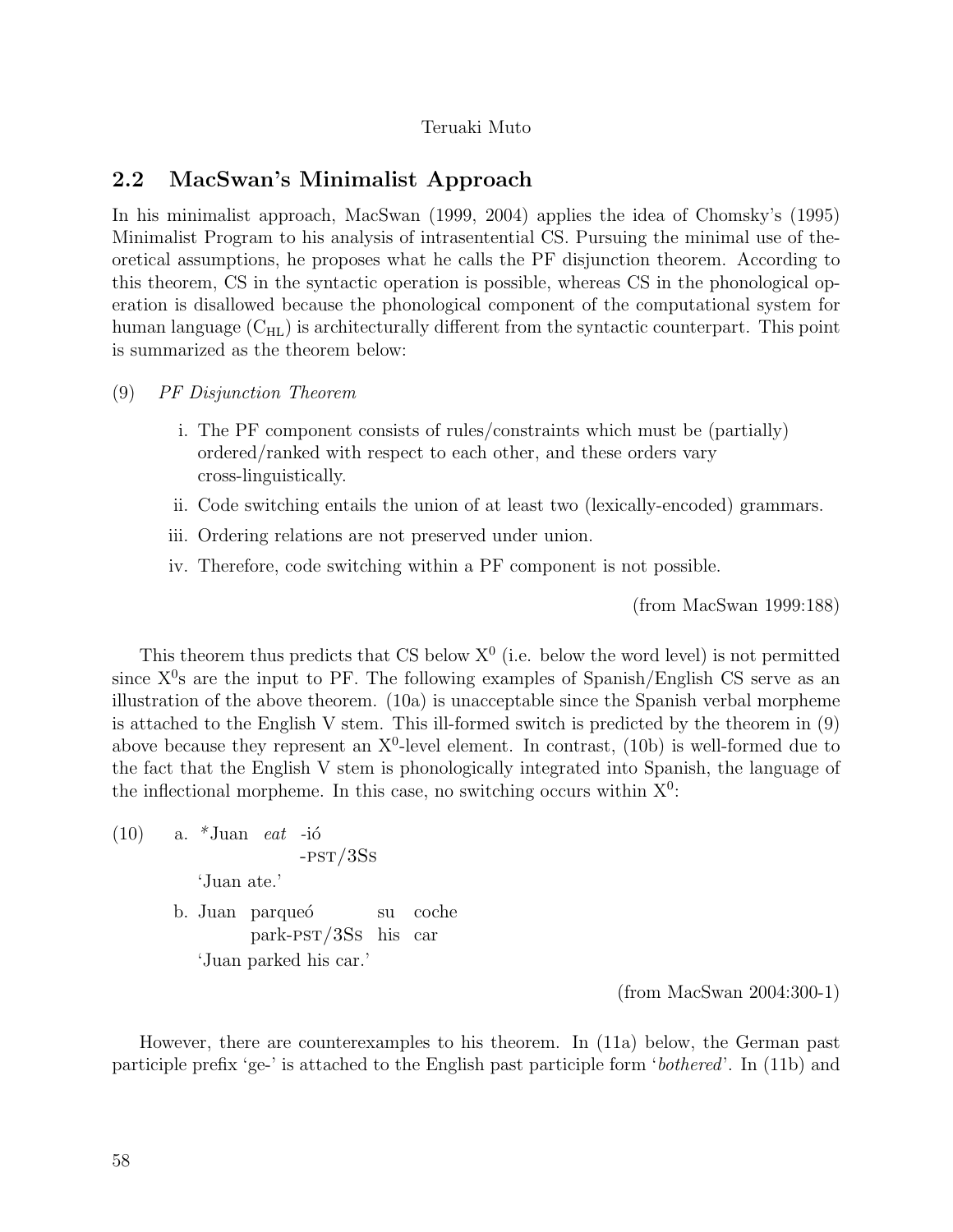## 2.2 MacSwan's Minimalist Approach

In his minimalist approach, MacSwan (1999, 2004) applies the idea of Chomsky's (1995) Minimalist Program to his analysis of intrasentential CS. Pursuing the minimal use of theoretical assumptions, he proposes what he calls the PF disjunction theorem. According to this theorem, CS in the syntactic operation is possible, whereas CS in the phonological operation is disallowed because the phonological component of the computational system for human language ($C_{HL}$) is architecturally different from the syntactic counterpart. This point is summarized as the theorem below:

(9) *PF Disjunction Theorem*

i. The PF component consists of rules/constraints which must be (partially) ordered/ranked with respect to each other, and these orders vary cross-linguistically.

ii. Code switching entails the union of at least two (lexically-encoded) grammars.

iii. Ordering relations are not preserved under union.

iv. Therefore, code switching within a PF component is not possible.

(from MacSwan 1999:188)

This theorem thus predicts that CS below $X^0$ (i.e. below the word level) is not permitted since $X^0$s are the input to PF. The following examples of Spanish/English CS serve as an illustration of the above theorem. (10a) is unacceptable since the Spanish verbal morpheme is attached to the English V stem. This ill-formed switch is predicted by the theorem in (9) above because they represent an $X^0$-level element. In contrast, (10b) is well-formed due to the fact that the English V stem is phonologically integrated into Spanish, the language of the inflectional morpheme. In this case, no switching occurs within $X^0$:

(10) a. *Juan *eat* -ió
 -PST/3Ss
 'Juan ate.'

b. Juan parqueó su coche
 park-PST/3Ss his car
 'Juan parked his car.'

(from MacSwan 2004:300-1)

However, there are counterexamples to his theorem. In (11a) below, the German past participle prefix 'ge-' is attached to the English past participle form '*bothered*'. In (11b) and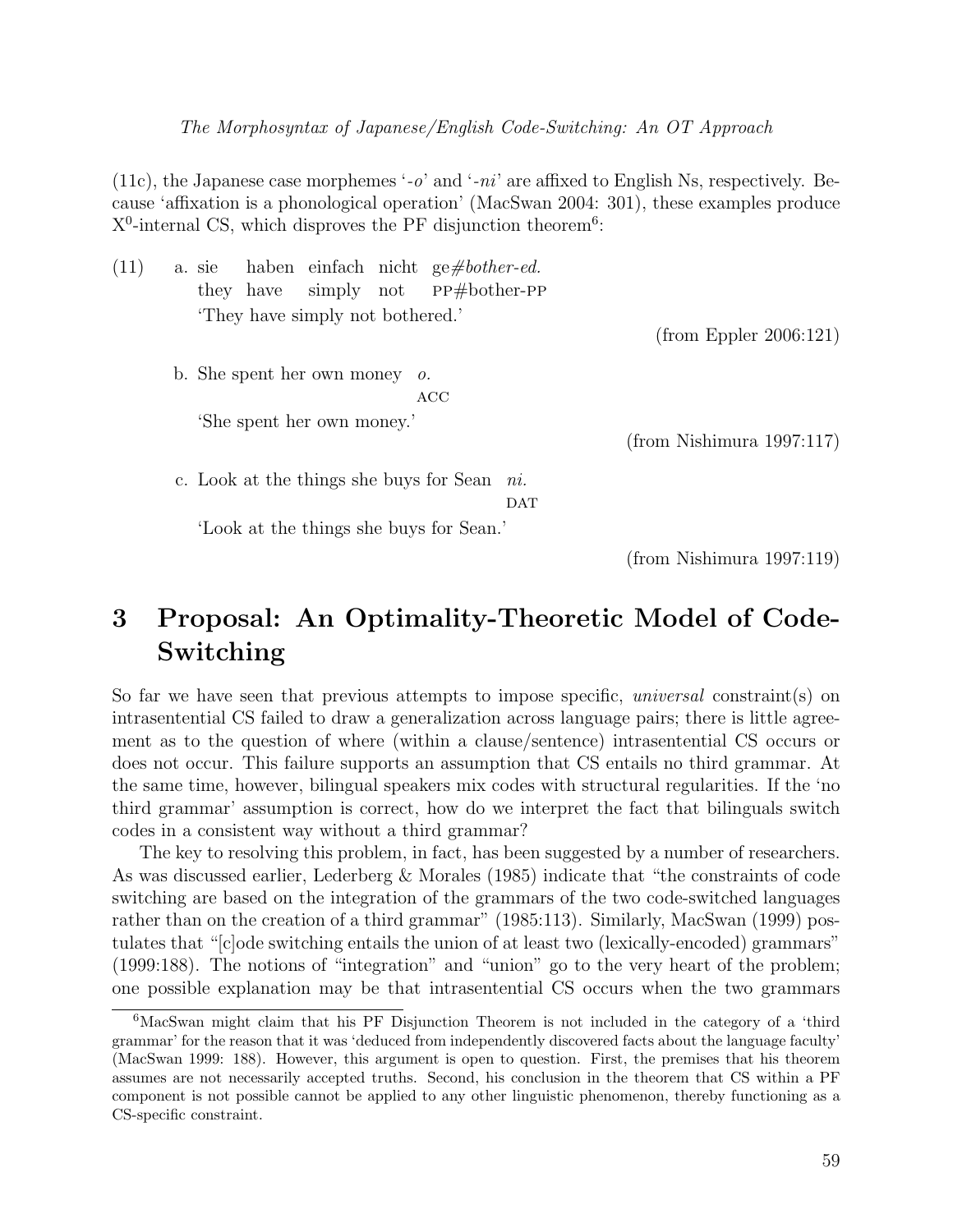(11c), the Japanese case morphemes '*-o*' and '*-ni*' are affixed to English Ns, respectively. Because 'affixation is a phonological operation' (MacSwan 2004: 301), these examples produce $X^0$-internal CS, which disproves the PF disjunction theorem[6]:

(11) a. sie haben einfach nicht ge#*bother-ed.*
   they have simply not PP#bother-PP
   'They have simply not bothered.'

   (from Eppler 2006:121)

b. She spent her own money *o.*
   ACC
   'She spent her own money.'

   (from Nishimura 1997:117)

c. Look at the things she buys for Sean *ni.*
   DAT
   'Look at the things she buys for Sean.'

   (from Nishimura 1997:119)

# 3 Proposal: An Optimality-Theoretic Model of Code-Switching

So far we have seen that previous attempts to impose specific, *universal* constraint(s) on intrasentential CS failed to draw a generalization across language pairs; there is little agreement as to the question of where (within a clause/sentence) intrasentential CS occurs or does not occur. This failure supports an assumption that CS entails no third grammar. At the same time, however, bilingual speakers mix codes with structural regularities. If the 'no third grammar' assumption is correct, how do we interpret the fact that bilinguals switch codes in a consistent way without a third grammar?

The key to resolving this problem, in fact, has been suggested by a number of researchers. As was discussed earlier, Lederberg & Morales (1985) indicate that "the constraints of code switching are based on the integration of the grammars of the two code-switched languages rather than on the creation of a third grammar" (1985:113). Similarly, MacSwan (1999) postulates that "[c]ode switching entails the union of at least two (lexically-encoded) grammars" (1999:188). The notions of "integration" and "union" go to the very heart of the problem; one possible explanation may be that intrasentential CS occurs when the two grammars

[6] MacSwan might claim that his PF Disjunction Theorem is not included in the category of a 'third grammar' for the reason that it was 'deduced from independently discovered facts about the language faculty' (MacSwan 1999: 188). However, this argument is open to question. First, the premises that his theorem assumes are not necessarily accepted truths. Second, his conclusion in the theorem that CS within a PF component is not possible cannot be applied to any other linguistic phenomenon, thereby functioning as a CS-specific constraint.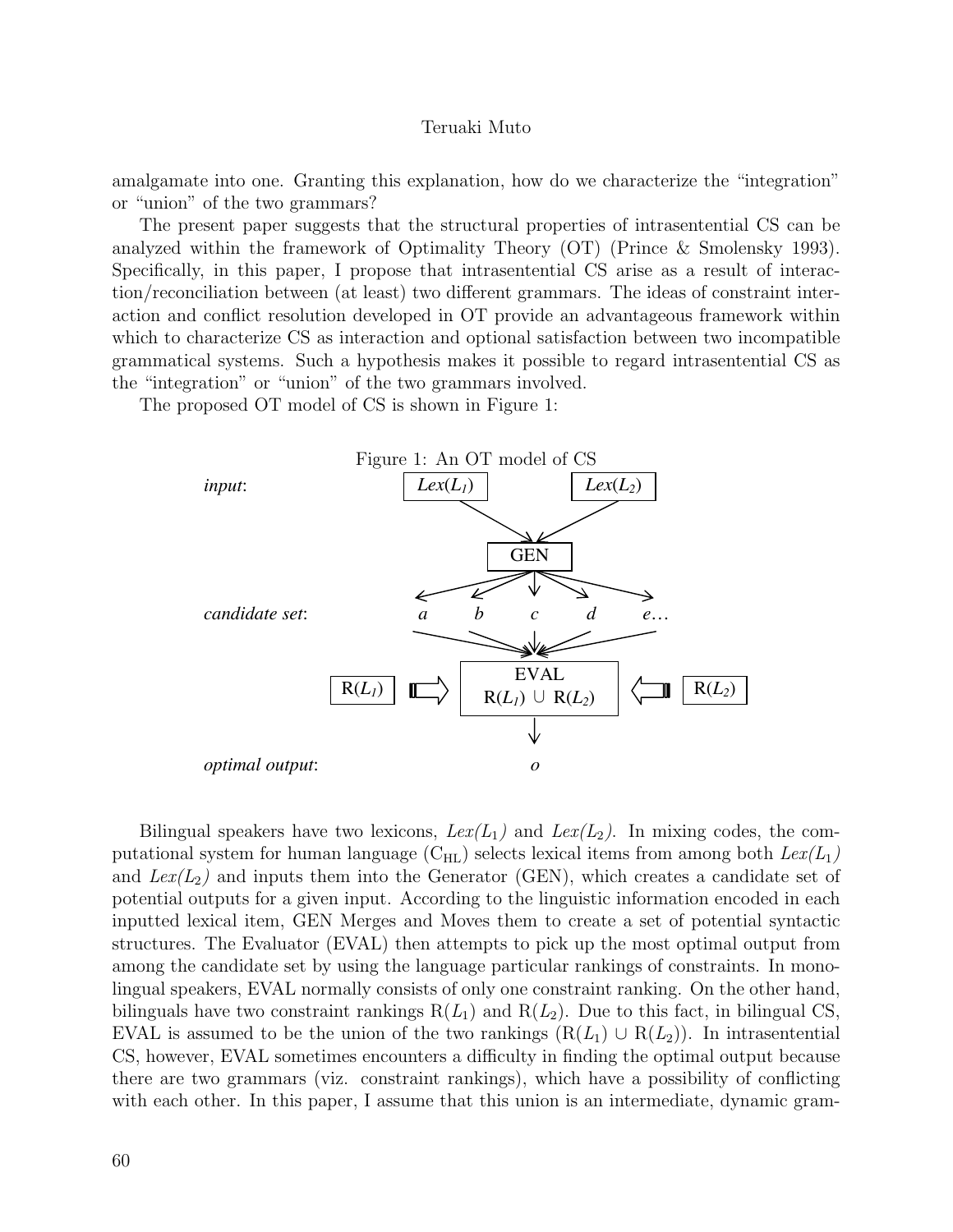amalgamate into one. Granting this explanation, how do we characterize the "integration" or "union" of the two grammars?

The present paper suggests that the structural properties of intrasentential CS can be analyzed within the framework of Optimality Theory (OT) (Prince & Smolensky 1993). Specifically, in this paper, I propose that intrasentential CS arise as a result of interaction/reconciliation between (at least) two different grammars. The ideas of constraint interaction and conflict resolution developed in OT provide an advantageous framework within which to characterize CS as interaction and optional satisfaction between two incompatible grammatical systems. Such a hypothesis makes it possible to regard intrasentential CS as the "integration" or "union" of the two grammars involved.

The proposed OT model of CS is shown in Figure 1:

Figure 1: An OT model of CS

*input*: $Lex(L_1)$ $Lex(L_2)$ → GEN

*candidate set*: *a* *b* *c* *d* *e*…

$R(L_1)$ ⇒ EVAL $R(L_1) \cup R(L_2)$ ⇐ $R(L_2)$

*optimal output*: *o*

Bilingual speakers have two lexicons, $Lex(L_1)$ and $Lex(L_2)$. In mixing codes, the computational system for human language ($C_{HL}$) selects lexical items from among both $Lex(L_1)$ and $Lex(L_2)$ and inputs them into the Generator (GEN), which creates a candidate set of potential outputs for a given input. According to the linguistic information encoded in each inputted lexical item, GEN Merges and Moves them to create a set of potential syntactic structures. The Evaluator (EVAL) then attempts to pick up the most optimal output from among the candidate set by using the language particular rankings of constraints. In monolingual speakers, EVAL normally consists of only one constraint ranking. On the other hand, bilinguals have two constraint rankings $R(L_1)$ and $R(L_2)$. Due to this fact, in bilingual CS, EVAL is assumed to be the union of the two rankings ($R(L_1) \cup R(L_2)$). In intrasentential CS, however, EVAL sometimes encounters a difficulty in finding the optimal output because there are two grammars (viz. constraint rankings), which have a possibility of conflicting with each other. In this paper, I assume that this union is an intermediate, dynamic gram-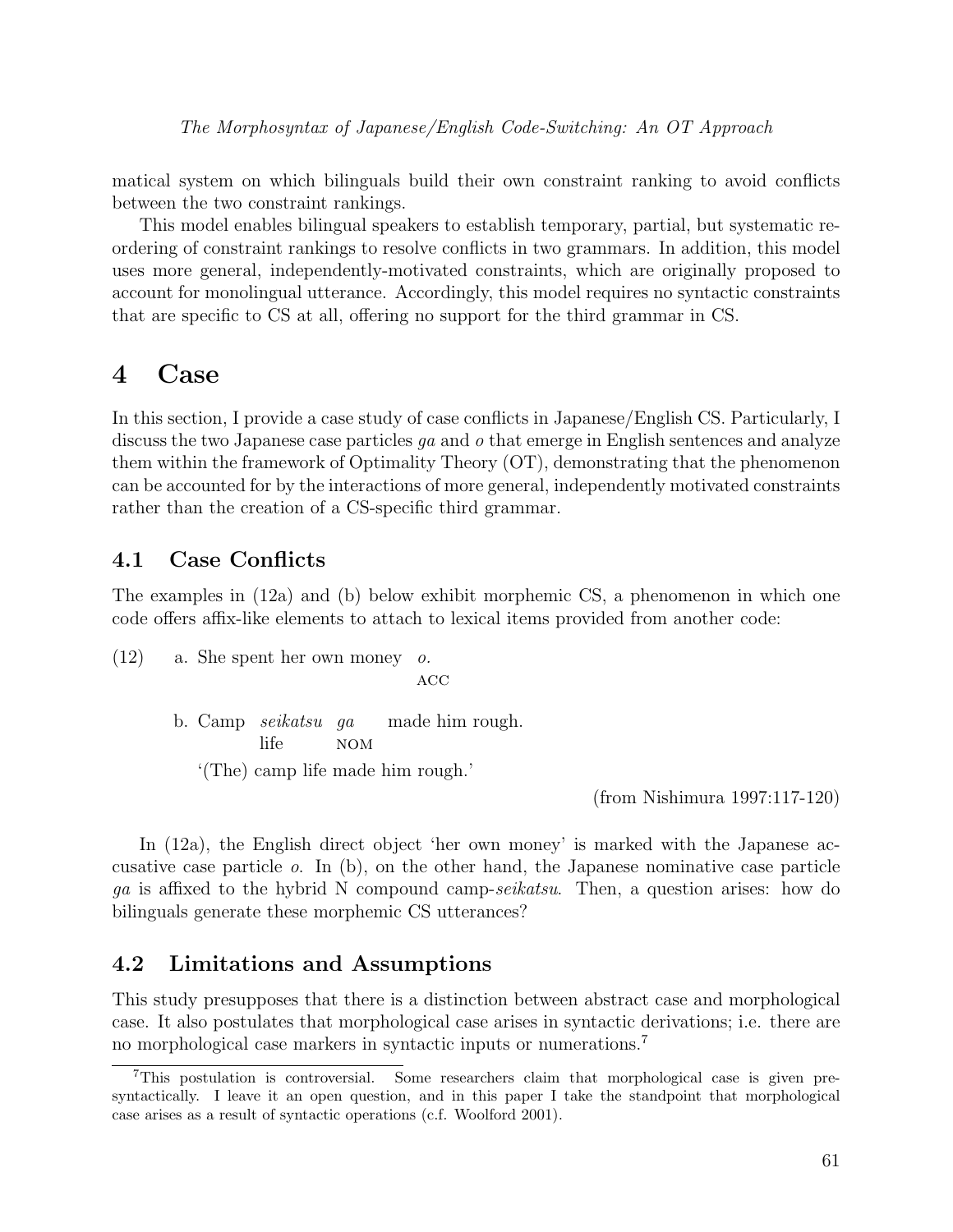matical system on which bilinguals build their own constraint ranking to avoid conflicts between the two constraint rankings.

This model enables bilingual speakers to establish temporary, partial, but systematic reordering of constraint rankings to resolve conflicts in two grammars. In addition, this model uses more general, independently-motivated constraints, which are originally proposed to account for monolingual utterance. Accordingly, this model requires no syntactic constraints that are specific to CS at all, offering no support for the third grammar in CS.

# 4 Case

In this section, I provide a case study of case conflicts in Japanese/English CS. Particularly, I discuss the two Japanese case particles *ga* and *o* that emerge in English sentences and analyze them within the framework of Optimality Theory (OT), demonstrating that the phenomenon can be accounted for by the interactions of more general, independently motivated constraints rather than the creation of a CS-specific third grammar.

## 4.1 Case Conflicts

The examples in (12a) and (b) below exhibit morphemic CS, a phenomenon in which one code offers affix-like elements to attach to lexical items provided from another code:

(12) a. She spent her own money *o*.
   ACC

b. Camp *seikatsu* *ga* made him rough.
   life NOM

'(The) camp life made him rough.'

(from Nishimura 1997:117-120)

In (12a), the English direct object 'her own money' is marked with the Japanese accusative case particle *o*. In (b), on the other hand, the Japanese nominative case particle *ga* is affixed to the hybrid N compound camp-*seikatsu*. Then, a question arises: how do bilinguals generate these morphemic CS utterances?

## 4.2 Limitations and Assumptions

This study presupposes that there is a distinction between abstract case and morphological case. It also postulates that morphological case arises in syntactic derivations; i.e. there are no morphological case markers in syntactic inputs or numerations.[7]

[7] This postulation is controversial. Some researchers claim that morphological case is given presyntactically. I leave it an open question, and in this paper I take the standpoint that morphological case arises as a result of syntactic operations (c.f. Woolford 2001).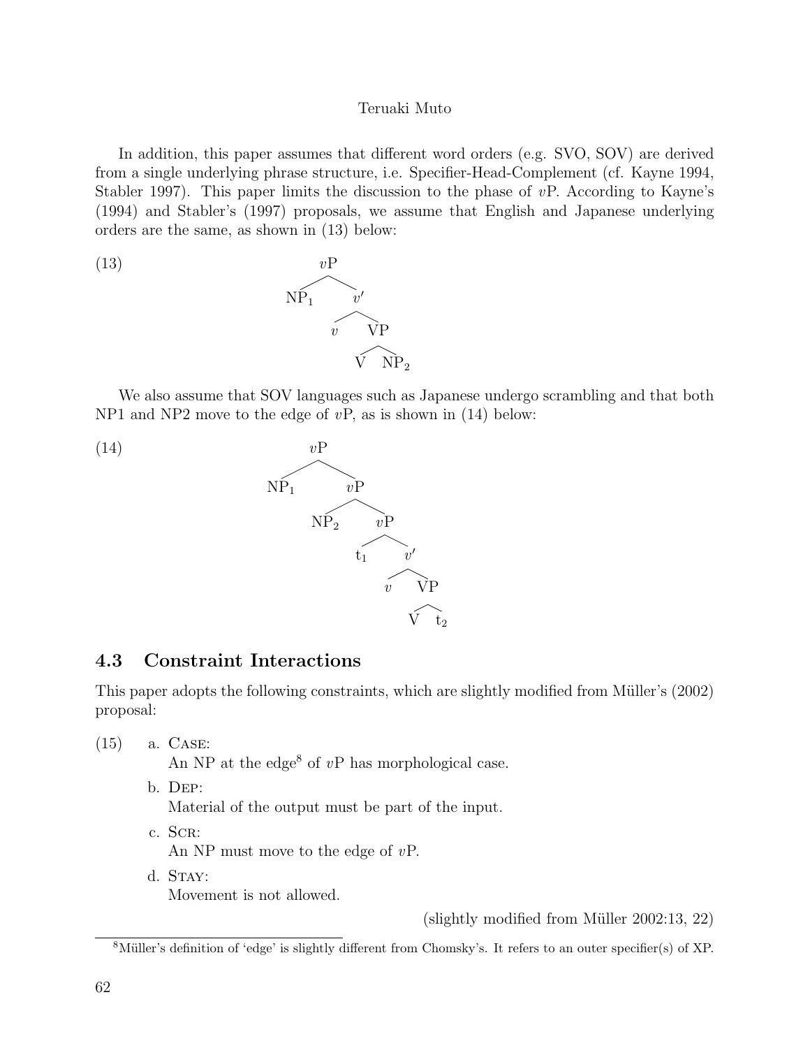In addition, this paper assumes that different word orders (e.g. SVO, SOV) are derived from a single underlying phrase structure, i.e. Specifier-Head-Complement (cf. Kayne 1994, Stabler 1997). This paper limits the discussion to the phase of *v*P. According to Kayne's (1994) and Stabler's (1997) proposals, we assume that English and Japanese underlying orders are the same, as shown in (13) below:

(13) [*v*P $NP_1$ [*v*′ *v* [VP V $NP_2$]]]

We also assume that SOV languages such as Japanese undergo scrambling and that both NP1 and NP2 move to the edge of *v*P, as is shown in (14) below:

(14) [*v*P $NP_1$ [*v*P $NP_2$ [*v*P $t_1$ [*v*′ *v* [VP V $t_2$]]]]]

### 4.3 Constraint Interactions

This paper adopts the following constraints, which are slightly modified from Müller's (2002) proposal:

(15)
- a. Case:
  An NP at the edge[8] of *v*P has morphological case.
- b. Dep:
  Material of the output must be part of the input.
- c. Scr:
  An NP must move to the edge of *v*P.
- d. Stay:
  Movement is not allowed.

(slightly modified from Müller 2002:13, 22)

---

[8] Müller's definition of 'edge' is slightly different from Chomsky's. It refers to an outer specifier(s) of XP.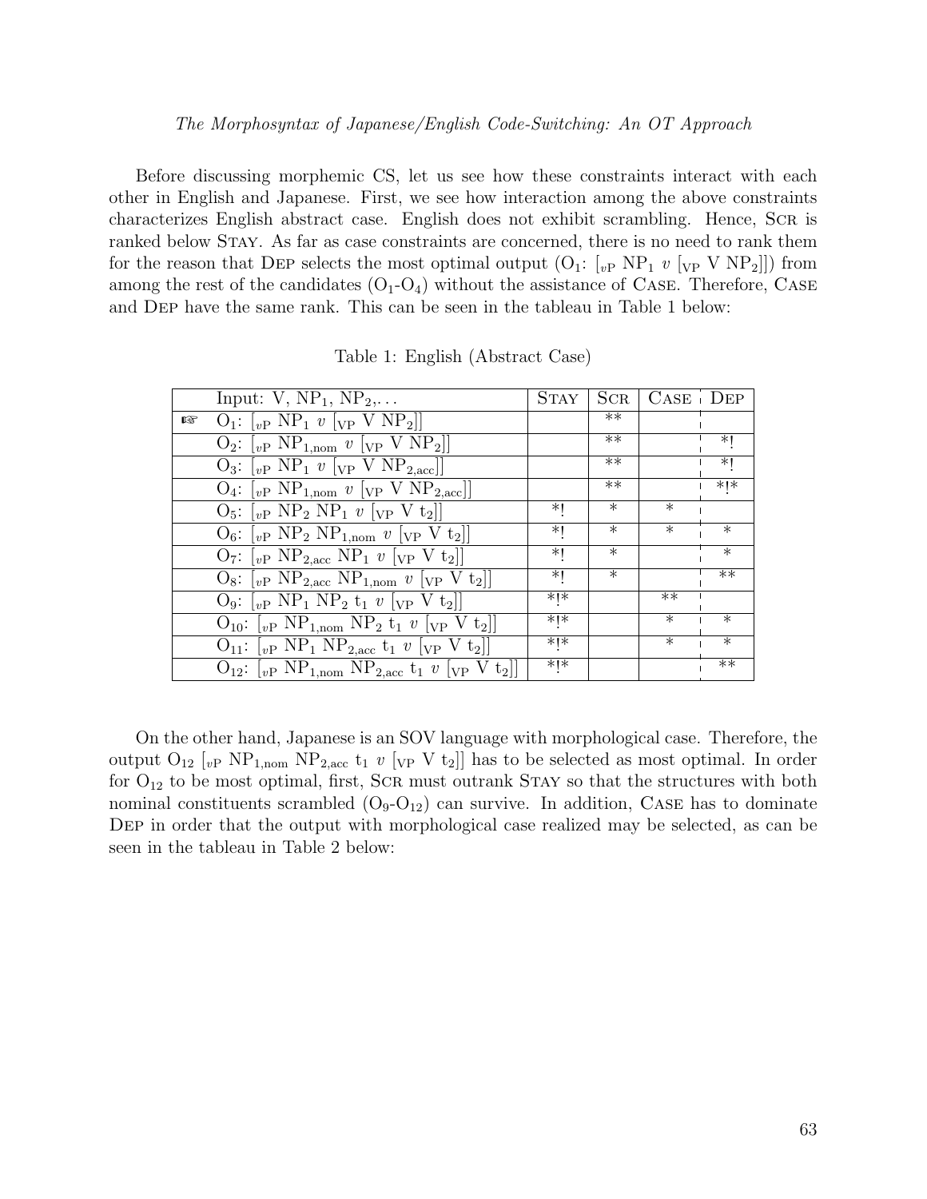Before discussing morphemic CS, let us see how these constraints interact with each other in English and Japanese. First, we see how interaction among the above constraints characterizes English abstract case. English does not exhibit scrambling. Hence, SCR is ranked below STAY. As far as case constraints are concerned, there is no need to rank them for the reason that DEP selects the most optimal output ($O_1$: $[_{vP}\ NP_1\ v\ [_{VP}\ V\ NP_2]]$) from among the rest of the candidates ($O_1$-$O_4$) without the assistance of CASE. Therefore, CASE and DEP have the same rank. This can be seen in the tableau in Table 1 below:

Table 1: English (Abstract Case)

| | Input: V, $NP_1$, $NP_2$,... | STAY | SCR | CASE | DEP |
|---|---|---|---|---|---|
| ☞ | $O_1$: $[_{vP}\ NP_1\ v\ [_{VP}\ V\ NP_2]]$ | | ** | | |
| | $O_2$: $[_{vP}\ NP_{1,nom}\ v\ [_{VP}\ V\ NP_2]]$ | | ** | | *! |
| | $O_3$: $[_{vP}\ NP_1\ v\ [_{VP}\ V\ NP_{2,acc}]]$ | | ** | | *! |
| | $O_4$: $[_{vP}\ NP_{1,nom}\ v\ [_{VP}\ V\ NP_{2,acc}]]$ | | ** | | *!* |
| | $O_5$: $[_{vP}\ NP_2\ NP_1\ v\ [_{VP}\ V\ t_2]]$ | *! | * | * | |
| | $O_6$: $[_{vP}\ NP_2\ NP_{1,nom}\ v\ [_{VP}\ V\ t_2]]$ | *! | * | * | * |
| | $O_7$: $[_{vP}\ NP_{2,acc}\ NP_1\ v\ [_{VP}\ V\ t_2]]$ | *! | * | | * |
| | $O_8$: $[_{vP}\ NP_{2,acc}\ NP_{1,nom}\ v\ [_{VP}\ V\ t_2]]$ | *! | * | | ** |
| | $O_9$: $[_{vP}\ NP_1\ NP_2\ t_1\ v\ [_{VP}\ V\ t_2]]$ | *!* | | ** | |
| | $O_{10}$: $[_{vP}\ NP_{1,nom}\ NP_2\ t_1\ v\ [_{VP}\ V\ t_2]]$ | *!* | | * | * |
| | $O_{11}$: $[_{vP}\ NP_1\ NP_{2,acc}\ t_1\ v\ [_{VP}\ V\ t_2]]$ | *!* | | * | * |
| | $O_{12}$: $[_{vP}\ NP_{1,nom}\ NP_{2,acc}\ t_1\ v\ [_{VP}\ V\ t_2]]$ | *!* | | | ** |

On the other hand, Japanese is an SOV language with morphological case. Therefore, the output $O_{12}$ $[_{vP}\ NP_{1,nom}\ NP_{2,acc}\ t_1\ v\ [_{VP}\ V\ t_2]]$ has to be selected as most optimal. In order for $O_{12}$ to be most optimal, first, SCR must outrank STAY so that the structures with both nominal constituents scrambled ($O_9$-$O_{12}$) can survive. In addition, CASE has to dominate DEP in order that the output with morphological case realized may be selected, as can be seen in the tableau in Table 2 below: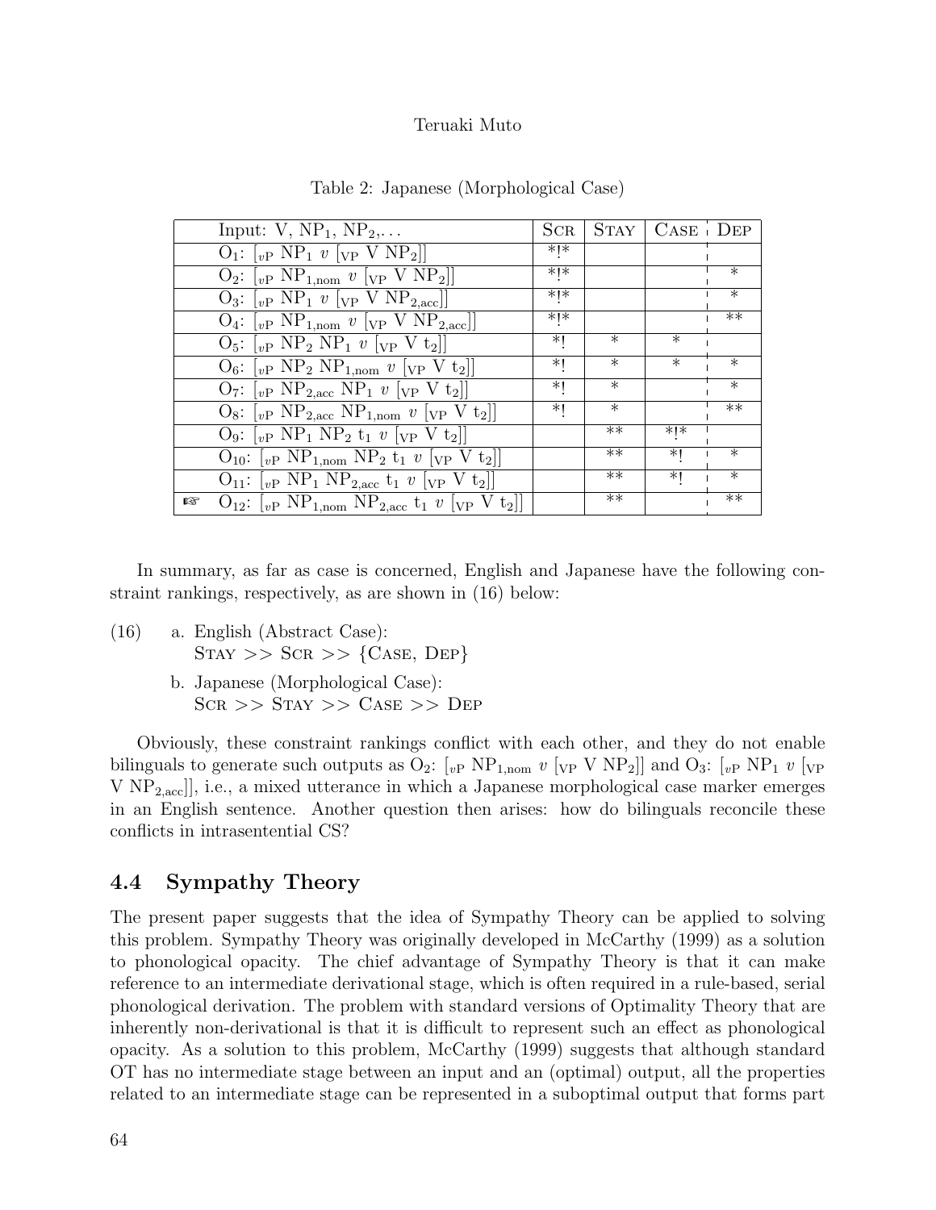Table 2: Japanese (Morphological Case)

| | Input: V, $NP_1$, $NP_2$,... | SCR | STAY | CASE | DEP |
|---|---|---|---|---|---|
| | $O_1$: $[_{vP}$ $NP_1$ $v$ $[_{VP}$ V $NP_2]]$ | *!* | | | |
| | $O_2$: $[_{vP}$ $NP_{1,nom}$ $v$ $[_{VP}$ V $NP_2]]$ | *!* | | | * |
| | $O_3$: $[_{vP}$ $NP_1$ $v$ $[_{VP}$ V $NP_{2,acc}]]$ | *!* | | | * |
| | $O_4$: $[_{vP}$ $NP_{1,nom}$ $v$ $[_{VP}$ V $NP_{2,acc}]]$ | *!* | | | ** |
| | $O_5$: $[_{vP}$ $NP_2$ $NP_1$ $v$ $[_{VP}$ V $t_2]]$ | *! | * | * | |
| | $O_6$: $[_{vP}$ $NP_2$ $NP_{1,nom}$ $v$ $[_{VP}$ V $t_2]]$ | *! | * | * | * |
| | $O_7$: $[_{vP}$ $NP_{2,acc}$ $NP_1$ $v$ $[_{VP}$ V $t_2]]$ | *! | * | | * |
| | $O_8$: $[_{vP}$ $NP_{2,acc}$ $NP_{1,nom}$ $v$ $[_{VP}$ V $t_2]]$ | *! | * | | ** |
| | $O_9$: $[_{vP}$ $NP_1$ $NP_2$ $t_1$ $v$ $[_{VP}$ V $t_2]]$ | | ** | *!* | |
| | $O_{10}$: $[_{vP}$ $NP_{1,nom}$ $NP_2$ $t_1$ $v$ $[_{VP}$ V $t_2]]$ | | ** | *! | * |
| | $O_{11}$: $[_{vP}$ $NP_1$ $NP_{2,acc}$ $t_1$ $v$ $[_{VP}$ V $t_2]]$ | | ** | *! | * |
| ☞ | $O_{12}$: $[_{vP}$ $NP_{1,nom}$ $NP_{2,acc}$ $t_1$ $v$ $[_{VP}$ V $t_2]]$ | | ** | | ** |

In summary, as far as case is concerned, English and Japanese have the following constraint rankings, respectively, as are shown in (16) below:

(16) a. English (Abstract Case):
STAY >> SCR >> {CASE, DEP}

b. Japanese (Morphological Case):
SCR >> STAY >> CASE >> DEP

Obviously, these constraint rankings conflict with each other, and they do not enable bilinguals to generate such outputs as $O_2$: $[_{vP}$ $NP_{1,nom}$ $v$ $[_{VP}$ V $NP_2]]$ and $O_3$: $[_{vP}$ $NP_1$ $v$ $[_{VP}$ V $NP_{2,acc}]]$, i.e., a mixed utterance in which a Japanese morphological case marker emerges in an English sentence. Another question then arises: how do bilinguals reconcile these conflicts in intrasentential CS?

## 4.4 Sympathy Theory

The present paper suggests that the idea of Sympathy Theory can be applied to solving this problem. Sympathy Theory was originally developed in McCarthy (1999) as a solution to phonological opacity. The chief advantage of Sympathy Theory is that it can make reference to an intermediate derivational stage, which is often required in a rule-based, serial phonological derivation. The problem with standard versions of Optimality Theory that are inherently non-derivational is that it is difficult to represent such an effect as phonological opacity. As a solution to this problem, McCarthy (1999) suggests that although standard OT has no intermediate stage between an input and an (optimal) output, all the properties related to an intermediate stage can be represented in a suboptimal output that forms part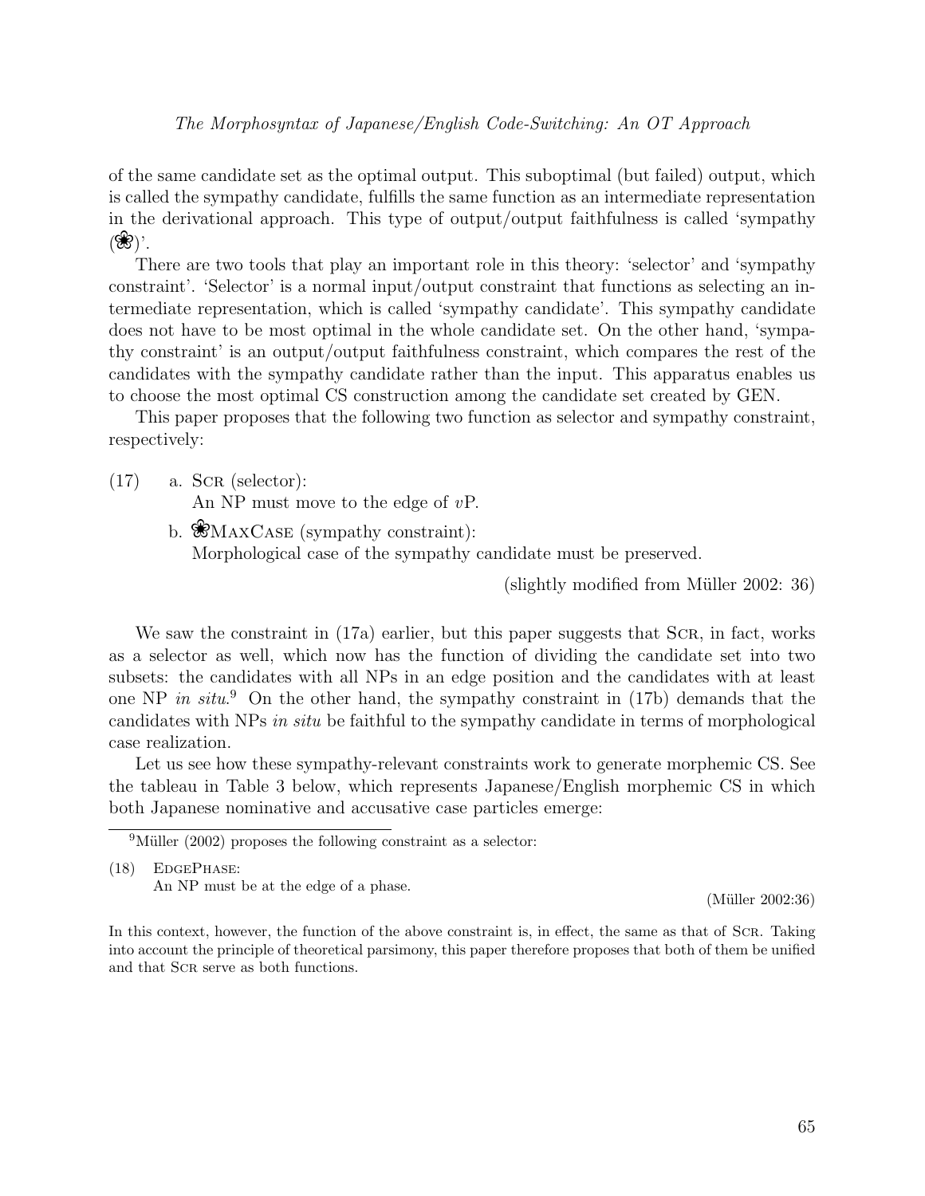of the same candidate set as the optimal output. This suboptimal (but failed) output, which is called the sympathy candidate, fulfills the same function as an intermediate representation in the derivational approach. This type of output/output faithfulness is called 'sympathy (❀)'.

There are two tools that play an important role in this theory: 'selector' and 'sympathy constraint'. 'Selector' is a normal input/output constraint that functions as selecting an intermediate representation, which is called 'sympathy candidate'. This sympathy candidate does not have to be most optimal in the whole candidate set. On the other hand, 'sympathy constraint' is an output/output faithfulness constraint, which compares the rest of the candidates with the sympathy candidate rather than the input. This apparatus enables us to choose the most optimal CS construction among the candidate set created by GEN.

This paper proposes that the following two function as selector and sympathy constraint, respectively:

(17) a. SCR (selector):
An NP must move to the edge of *v*P.

b. ❀MAXCASE (sympathy constraint):
Morphological case of the sympathy candidate must be preserved.

(slightly modified from Müller 2002: 36)

We saw the constraint in (17a) earlier, but this paper suggests that SCR, in fact, works as a selector as well, which now has the function of dividing the candidate set into two subsets: the candidates with all NPs in an edge position and the candidates with at least one NP *in situ*.[9] On the other hand, the sympathy constraint in (17b) demands that the candidates with NPs *in situ* be faithful to the sympathy candidate in terms of morphological case realization.

Let us see how these sympathy-relevant constraints work to generate morphemic CS. See the tableau in Table 3 below, which represents Japanese/English morphemic CS in which both Japanese nominative and accusative case particles emerge:

[9] Müller (2002) proposes the following constraint as a selector:

(18) EDGEPHASE:
An NP must be at the edge of a phase.

(Müller 2002:36)

In this context, however, the function of the above constraint is, in effect, the same as that of SCR. Taking into account the principle of theoretical parsimony, this paper therefore proposes that both of them be unified and that SCR serve as both functions.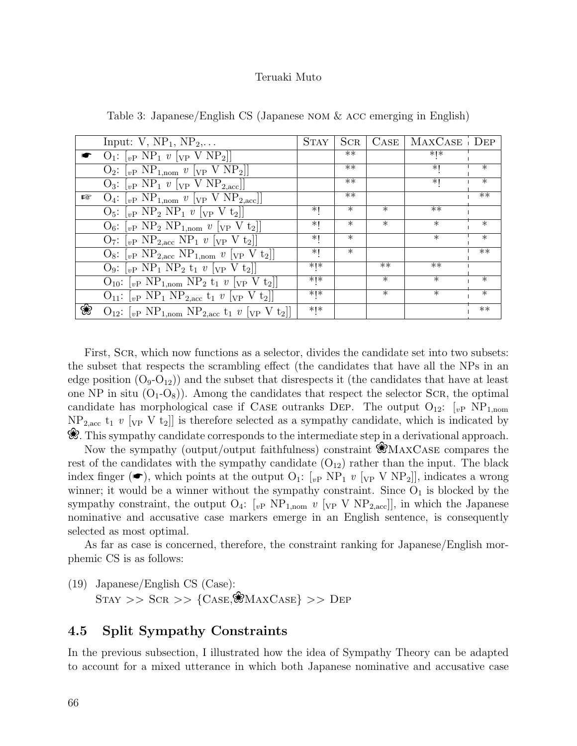Table 3: Japanese/English CS (Japanese NOM & ACC emerging in English)

| | Input: V, $NP_1$, $NP_2$,... | STAY | SCR | CASE | MAXCASE | DEP |
|---|---|---|---|---|---|---|
| ☛ | $O_1$: $[_{vP}\ NP_1\ v\ [_{VP}\ V\ NP_2]]$ | | ** | | *!* | |
| | $O_2$: $[_{vP}\ NP_{1,nom}\ v\ [_{VP}\ V\ NP_2]]$ | | ** | | *! | * |
| | $O_3$: $[_{vP}\ NP_1\ v\ [_{VP}\ V\ NP_{2,acc}]]$ | | ** | | *! | * |
| ☞ | $O_4$: $[_{vP}\ NP_{1,nom}\ v\ [_{VP}\ V\ NP_{2,acc}]]$ | | ** | | | ** |
| | $O_5$: $[_{vP}\ NP_2\ NP_1\ v\ [_{VP}\ V\ t_2]]$ | *! | * | * | ** | |
| | $O_6$: $[_{vP}\ NP_2\ NP_{1,nom}\ v\ [_{VP}\ V\ t_2]]$ | *! | * | * | * | * |
| | $O_7$: $[_{vP}\ NP_{2,acc}\ NP_1\ v\ [_{VP}\ V\ t_2]]$ | *! | * | | * | * |
| | $O_8$: $[_{vP}\ NP_{2,acc}\ NP_{1,nom}\ v\ [_{VP}\ V\ t_2]]$ | *! | * | | | ** |
| | $O_9$: $[_{vP}\ NP_1\ NP_2\ t_1\ v\ [_{VP}\ V\ t_2]]$ | *!* | | ** | ** | |
| | $O_{10}$: $[_{vP}\ NP_{1,nom}\ NP_2\ t_1\ v\ [_{VP}\ V\ t_2]]$ | *!* | | * | * | * |
| | $O_{11}$: $[_{vP}\ NP_1\ NP_{2,acc}\ t_1\ v\ [_{VP}\ V\ t_2]]$ | *!* | | * | * | * |
| ❀ | $O_{12}$: $[_{vP}\ NP_{1,nom}\ NP_{2,acc}\ t_1\ v\ [_{VP}\ V\ t_2]]$ | *!* | | | | ** |

First, SCR, which now functions as a selector, divides the candidate set into two subsets: the subset that respects the scrambling effect (the candidates that have all the NPs in an edge position ($O_9$-$O_{12}$)) and the subset that disrespects it (the candidates that have at least one NP in situ ($O_1$-$O_8$)). Among the candidates that respect the selector SCR, the optimal candidate has morphological case if CASE outranks DEP. The output $O_{12}$: $[_{vP}\ NP_{1,nom}\ NP_{2,acc}\ t_1\ v\ [_{VP}\ V\ t_2]]$ is therefore selected as a sympathy candidate, which is indicated by ❀. This sympathy candidate corresponds to the intermediate step in a derivational approach.

Now the sympathy (output/output faithfulness) constraint ❀MAXCASE compares the rest of the candidates with the sympathy candidate ($O_{12}$) rather than the input. The black index finger (☛), which points at the output $O_1$: $[_{vP}\ NP_1\ v\ [_{VP}\ V\ NP_2]]$, indicates a wrong winner; it would be a winner without the sympathy constraint. Since $O_1$ is blocked by the sympathy constraint, the output $O_4$: $[_{vP}\ NP_{1,nom}\ v\ [_{VP}\ V\ NP_{2,acc}]]$, in which the Japanese nominative and accusative case markers emerge in an English sentence, is consequently selected as most optimal.

As far as case is concerned, therefore, the constraint ranking for Japanese/English morphemic CS is as follows:

(19) Japanese/English CS (Case):
STAY >> SCR >> {CASE,❀MAXCASE} >> DEP

## 4.5 Split Sympathy Constraints

In the previous subsection, I illustrated how the idea of Sympathy Theory can be adapted to account for a mixed utterance in which both Japanese nominative and accusative case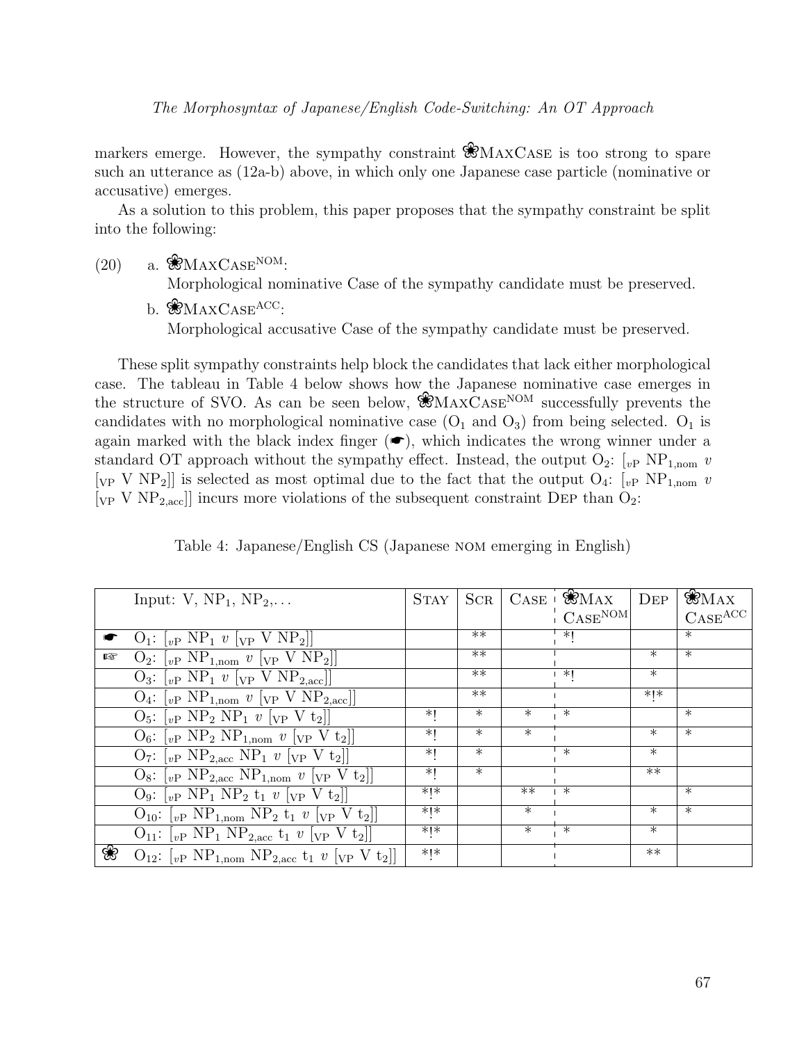markers emerge. However, the sympathy constraint ❀MaxCase is too strong to spare such an utterance as (12a-b) above, in which only one Japanese case particle (nominative or accusative) emerges.

As a solution to this problem, this paper proposes that the sympathy constraint be split into the following:

(20) a. ❀MaxCase$^{\text{NOM}}$:
Morphological nominative Case of the sympathy candidate must be preserved.

b. ❀MaxCase$^{\text{ACC}}$:
Morphological accusative Case of the sympathy candidate must be preserved.

These split sympathy constraints help block the candidates that lack either morphological case. The tableau in Table 4 below shows how the Japanese nominative case emerges in the structure of SVO. As can be seen below, ❀MaxCase$^{\text{NOM}}$ successfully prevents the candidates with no morphological nominative case ($O_1$ and $O_3$) from being selected. $O_1$ is again marked with the black index finger (☛), which indicates the wrong winner under a standard OT approach without the sympathy effect. Instead, the output $O_2$: $[_{vP}\ NP_{1,nom}\ v\ [_{VP}\ V\ NP_2]]$ is selected as most optimal due to the fact that the output $O_4$: $[_{vP}\ NP_{1,nom}\ v\ [_{VP}\ V\ NP_{2,acc}]]$ incurs more violations of the subsequent constraint Dep than $O_2$:

Table 4: Japanese/English CS (Japanese nom emerging in English)

| | Input: V, $NP_1$, $NP_2$,… | Stay | Scr | Case | ❀MaxCase$^{\text{NOM}}$ | Dep | ❀MaxCase$^{\text{ACC}}$ |
|---|---|---|---|---|---|---|---|
| ☛ | $O_1$: $[_{vP}\ NP_1\ v\ [_{VP}\ V\ NP_2]]$ | | ** | | *! | | * |
| ☞ | $O_2$: $[_{vP}\ NP_{1,nom}\ v\ [_{VP}\ V\ NP_2]]$ | | ** | | | * | * |
| | $O_3$: $[_{vP}\ NP_1\ v\ [_{VP}\ V\ NP_{2,acc}]]$ | | ** | | *! | * | |
| | $O_4$: $[_{vP}\ NP_{1,nom}\ v\ [_{VP}\ V\ NP_{2,acc}]]$ | | ** | | | *!* | |
| | $O_5$: $[_{vP}\ NP_2\ NP_1\ v\ [_{VP}\ V\ t_2]]$ | *! | * | * | * | | * |
| | $O_6$: $[_{vP}\ NP_2\ NP_{1,nom}\ v\ [_{VP}\ V\ t_2]]$ | *! | * | * | | * | * |
| | $O_7$: $[_{vP}\ NP_{2,acc}\ NP_1\ v\ [_{VP}\ V\ t_2]]$ | *! | * | | * | * | |
| | $O_8$: $[_{vP}\ NP_{2,acc}\ NP_{1,nom}\ v\ [_{VP}\ V\ t_2]]$ | *! | * | | | ** | |
| | $O_9$: $[_{vP}\ NP_1\ NP_2\ t_1\ v\ [_{VP}\ V\ t_2]]$ | *!* | | ** | * | | * |
| | $O_{10}$: $[_{vP}\ NP_{1,nom}\ NP_2\ t_1\ v\ [_{VP}\ V\ t_2]]$ | *!* | | * | | * | * |
| | $O_{11}$: $[_{vP}\ NP_1\ NP_{2,acc}\ t_1\ v\ [_{VP}\ V\ t_2]]$ | *!* | | * | * | * | |
| ❀ | $O_{12}$: $[_{vP}\ NP_{1,nom}\ NP_{2,acc}\ t_1\ v\ [_{VP}\ V\ t_2]]$ | *!* | | | | ** | |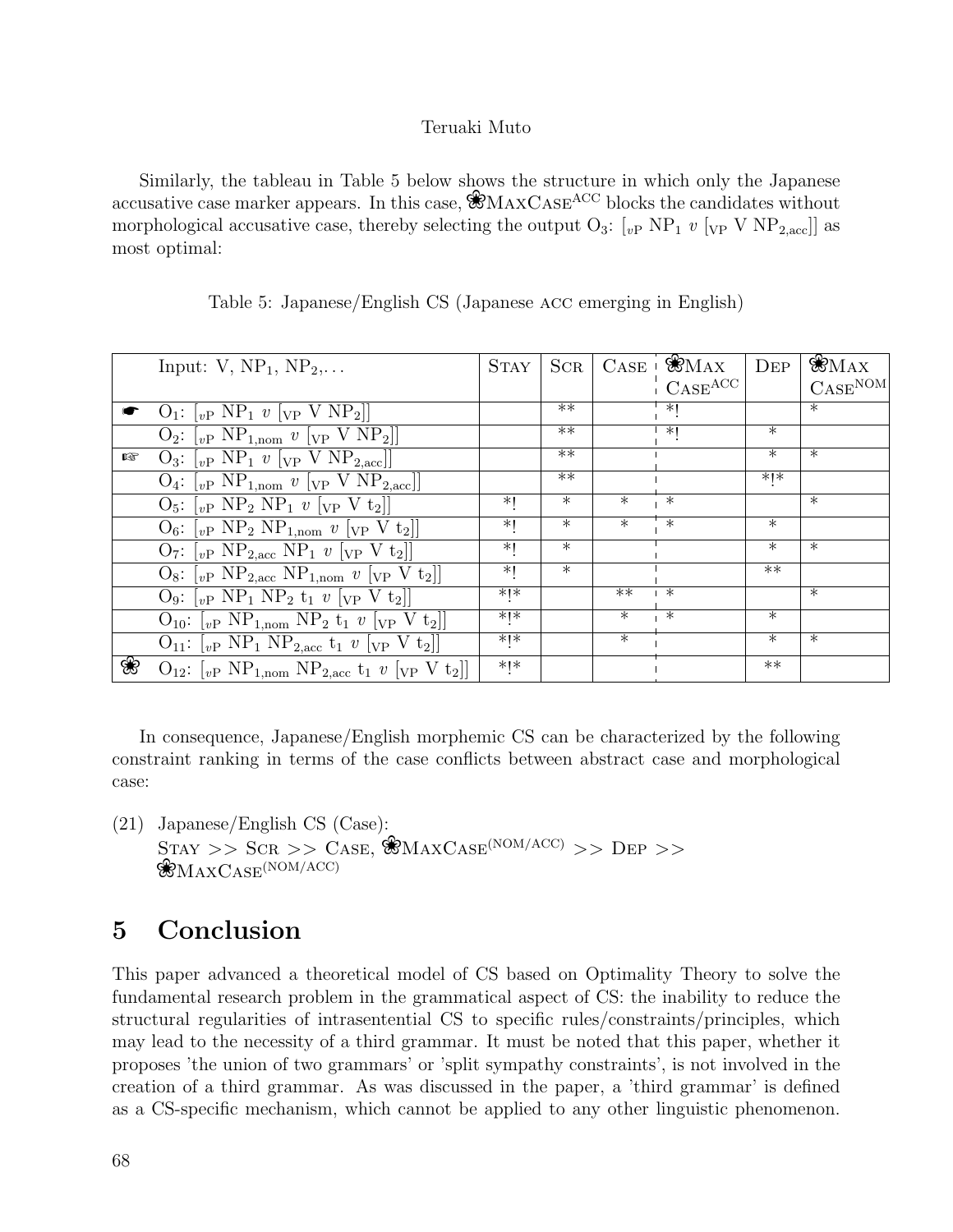Similarly, the tableau in Table 5 below shows the structure in which only the Japanese accusative case marker appears. In this case, ❀MaxCase$^{ACC}$ blocks the candidates without morphological accusative case, thereby selecting the output $O_3$: $[_{vP}$ $NP_1$ $v$ $[_{VP}$ V $NP_{2,acc}]]$ as most optimal:

Table 5: Japanese/English CS (Japanese ACC emerging in English)

| | Input: V, $NP_1$, $NP_2$,... | Stay | Scr | Case | ❀Max Case$^{ACC}$ | Dep | ❀Max Case$^{NOM}$ |
|---|---|---|---|---|---|---|---|
| ☛ | $O_1$: $[_{vP}$ $NP_1$ $v$ $[_{VP}$ V $NP_2]]$ | | ** | | *! | | * |
| | $O_2$: $[_{vP}$ $NP_{1,nom}$ $v$ $[_{VP}$ V $NP_2]]$ | | ** | | *! | * | |
| ☞ | $O_3$: $[_{vP}$ $NP_1$ $v$ $[_{VP}$ V $NP_{2,acc}]]$ | | ** | | | * | * |
| | $O_4$: $[_{vP}$ $NP_{1,nom}$ $v$ $[_{VP}$ V $NP_{2,acc}]]$ | | ** | | | *!* | |
| | $O_5$: $[_{vP}$ $NP_2$ $NP_1$ $v$ $[_{VP}$ V $t_2]]$ | *! | * | * | * | | * |
| | $O_6$: $[_{vP}$ $NP_2$ $NP_{1,nom}$ $v$ $[_{VP}$ V $t_2]]$ | *! | * | * | * | * | |
| | $O_7$: $[_{vP}$ $NP_{2,acc}$ $NP_1$ $v$ $[_{VP}$ V $t_2]]$ | *! | * | | | * | * |
| | $O_8$: $[_{vP}$ $NP_{2,acc}$ $NP_{1,nom}$ $v$ $[_{VP}$ V $t_2]]$ | *! | * | | | ** | |
| | $O_9$: $[_{vP}$ $NP_1$ $NP_2$ $t_1$ $v$ $[_{VP}$ V $t_2]]$ | *!* | | ** | * | | * |
| | $O_{10}$: $[_{vP}$ $NP_{1,nom}$ $NP_2$ $t_1$ $v$ $[_{VP}$ V $t_2]]$ | *!* | | * | * | * | |
| | $O_{11}$: $[_{vP}$ $NP_1$ $NP_{2,acc}$ $t_1$ $v$ $[_{VP}$ V $t_2]]$ | *!* | | * | | * | * |
| ❀ | $O_{12}$: $[_{vP}$ $NP_{1,nom}$ $NP_{2,acc}$ $t_1$ $v$ $[_{VP}$ V $t_2]]$ | *!* | | | | ** | |

In consequence, Japanese/English morphemic CS can be characterized by the following constraint ranking in terms of the case conflicts between abstract case and morphological case:

(21) Japanese/English CS (Case):
Stay >> Scr >> Case, ❀MaxCase$^{(NOM/ACC)}$ >> Dep >> ❀MaxCase$^{(NOM/ACC)}$

## 5 Conclusion

This paper advanced a theoretical model of CS based on Optimality Theory to solve the fundamental research problem in the grammatical aspect of CS: the inability to reduce the structural regularities of intrasentential CS to specific rules/constraints/principles, which may lead to the necessity of a third grammar. It must be noted that this paper, whether it proposes 'the union of two grammars' or 'split sympathy constraints', is not involved in the creation of a third grammar. As was discussed in the paper, a 'third grammar' is defined as a CS-specific mechanism, which cannot be applied to any other linguistic phenomenon.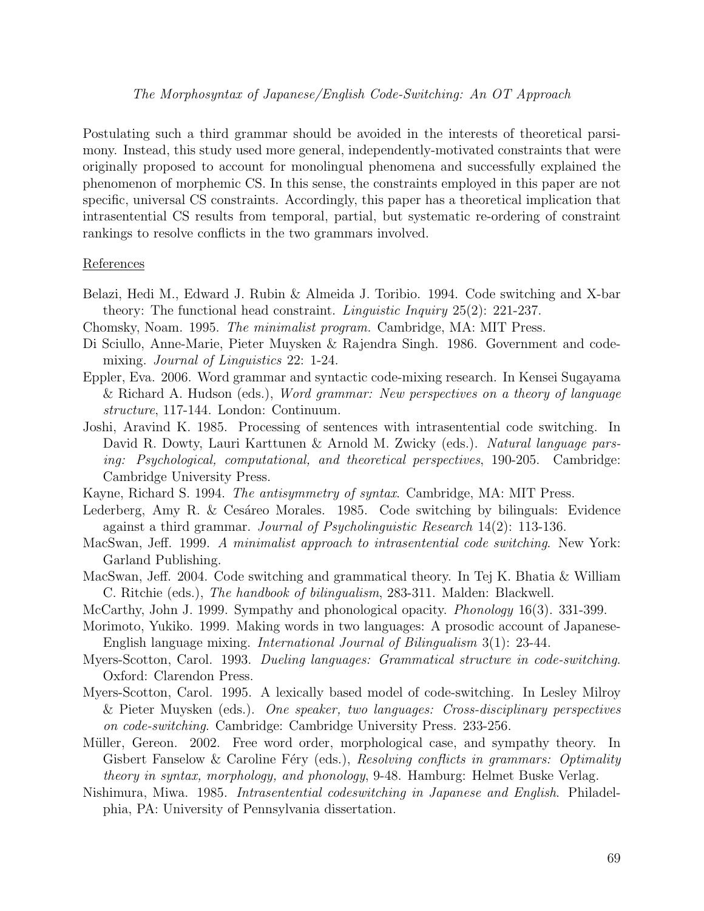Postulating such a third grammar should be avoided in the interests of theoretical parsimony. Instead, this study used more general, independently-motivated constraints that were originally proposed to account for monolingual phenomena and successfully explained the phenomenon of morphemic CS. In this sense, the constraints employed in this paper are not specific, universal CS constraints. Accordingly, this paper has a theoretical implication that intrasentential CS results from temporal, partial, but systematic re-ordering of constraint rankings to resolve conflicts in the two grammars involved.

## References

Belazi, Hedi M., Edward J. Rubin & Almeida J. Toribio. 1994. Code switching and X-bar theory: The functional head constraint. *Linguistic Inquiry* 25(2): 221-237.

Chomsky, Noam. 1995. *The minimalist program.* Cambridge, MA: MIT Press.

Di Sciullo, Anne-Marie, Pieter Muysken & Rajendra Singh. 1986. Government and code-mixing. *Journal of Linguistics* 22: 1-24.

Eppler, Eva. 2006. Word grammar and syntactic code-mixing research. In Kensei Sugayama & Richard A. Hudson (eds.), *Word grammar: New perspectives on a theory of language structure*, 117-144. London: Continuum.

Joshi, Aravind K. 1985. Processing of sentences with intrasentential code switching. In David R. Dowty, Lauri Karttunen & Arnold M. Zwicky (eds.). *Natural language parsing: Psychological, computational, and theoretical perspectives*, 190-205. Cambridge: Cambridge University Press.

Kayne, Richard S. 1994. *The antisymmetry of syntax*. Cambridge, MA: MIT Press.

Lederberg, Amy R. & Cesáreo Morales. 1985. Code switching by bilinguals: Evidence against a third grammar. *Journal of Psycholinguistic Research* 14(2): 113-136.

MacSwan, Jeff. 1999. *A minimalist approach to intrasentential code switching*. New York: Garland Publishing.

MacSwan, Jeff. 2004. Code switching and grammatical theory. In Tej K. Bhatia & William C. Ritchie (eds.), *The handbook of bilingualism*, 283-311. Malden: Blackwell.

McCarthy, John J. 1999. Sympathy and phonological opacity. *Phonology* 16(3). 331-399.

Morimoto, Yukiko. 1999. Making words in two languages: A prosodic account of Japanese-English language mixing. *International Journal of Bilingualism* 3(1): 23-44.

Myers-Scotton, Carol. 1993. *Dueling languages: Grammatical structure in code-switching*. Oxford: Clarendon Press.

Myers-Scotton, Carol. 1995. A lexically based model of code-switching. In Lesley Milroy & Pieter Muysken (eds.). *One speaker, two languages: Cross-disciplinary perspectives on code-switching*. Cambridge: Cambridge University Press. 233-256.

Müller, Gereon. 2002. Free word order, morphological case, and sympathy theory. In Gisbert Fanselow & Caroline Féry (eds.), *Resolving conflicts in grammars: Optimality theory in syntax, morphology, and phonology*, 9-48. Hamburg: Helmet Buske Verlag.

Nishimura, Miwa. 1985. *Intrasentential codeswitching in Japanese and English*. Philadelphia, PA: University of Pennsylvania dissertation.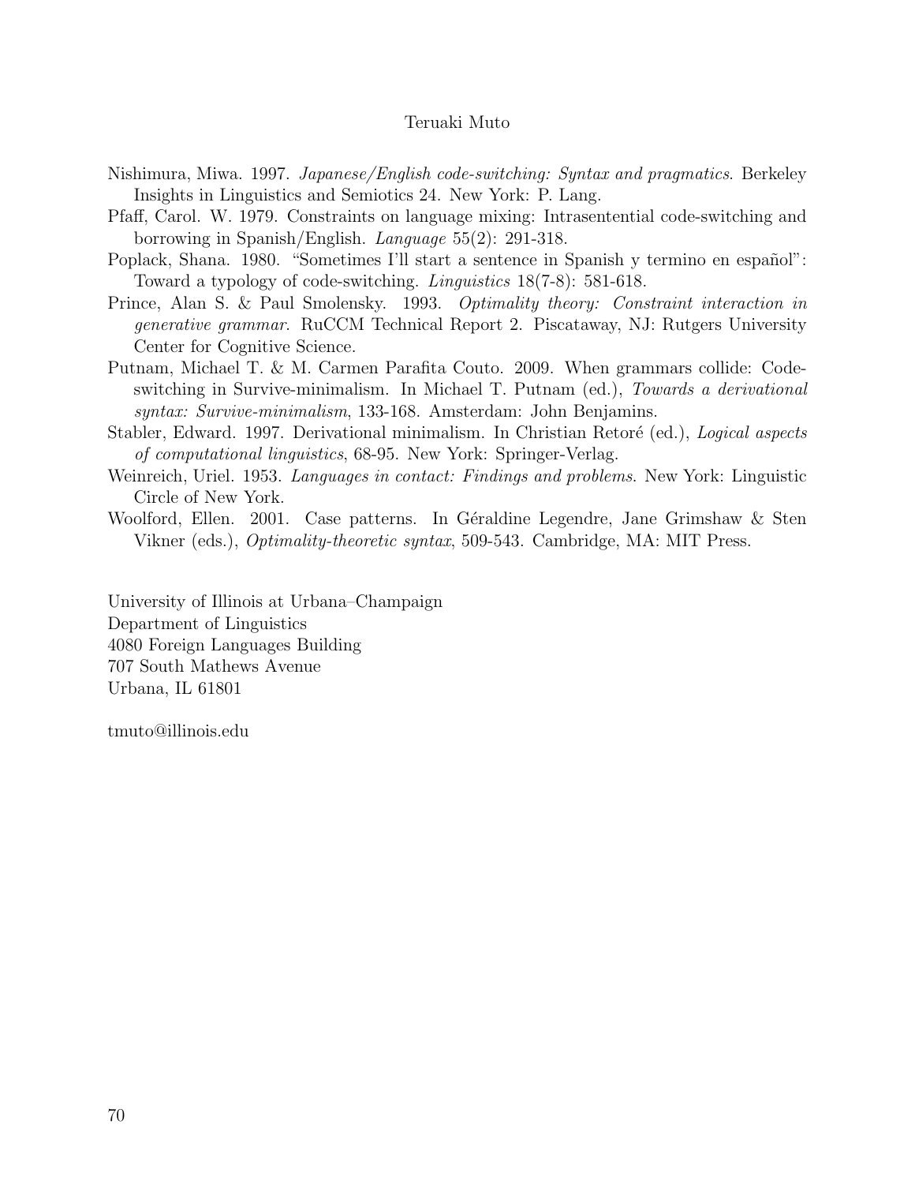Nishimura, Miwa. 1997. *Japanese/English code-switching: Syntax and pragmatics*. Berkeley Insights in Linguistics and Semiotics 24. New York: P. Lang.

Pfaff, Carol. W. 1979. Constraints on language mixing: Intrasentential code-switching and borrowing in Spanish/English. *Language* 55(2): 291-318.

Poplack, Shana. 1980. "Sometimes I'll start a sentence in Spanish y termino en español": Toward a typology of code-switching. *Linguistics* 18(7-8): 581-618.

Prince, Alan S. & Paul Smolensky. 1993. *Optimality theory: Constraint interaction in generative grammar*. RuCCM Technical Report 2. Piscataway, NJ: Rutgers University Center for Cognitive Science.

Putnam, Michael T. & M. Carmen Parafita Couto. 2009. When grammars collide: Code-switching in Survive-minimalism. In Michael T. Putnam (ed.), *Towards a derivational syntax: Survive-minimalism*, 133-168. Amsterdam: John Benjamins.

Stabler, Edward. 1997. Derivational minimalism. In Christian Retoré (ed.), *Logical aspects of computational linguistics*, 68-95. New York: Springer-Verlag.

Weinreich, Uriel. 1953. *Languages in contact: Findings and problems*. New York: Linguistic Circle of New York.

Woolford, Ellen. 2001. Case patterns. In Géraldine Legendre, Jane Grimshaw & Sten Vikner (eds.), *Optimality-theoretic syntax*, 509-543. Cambridge, MA: MIT Press.

University of Illinois at Urbana–Champaign
Department of Linguistics
4080 Foreign Languages Building
707 South Mathews Avenue
Urbana, IL 61801

tmuto@illinois.edu